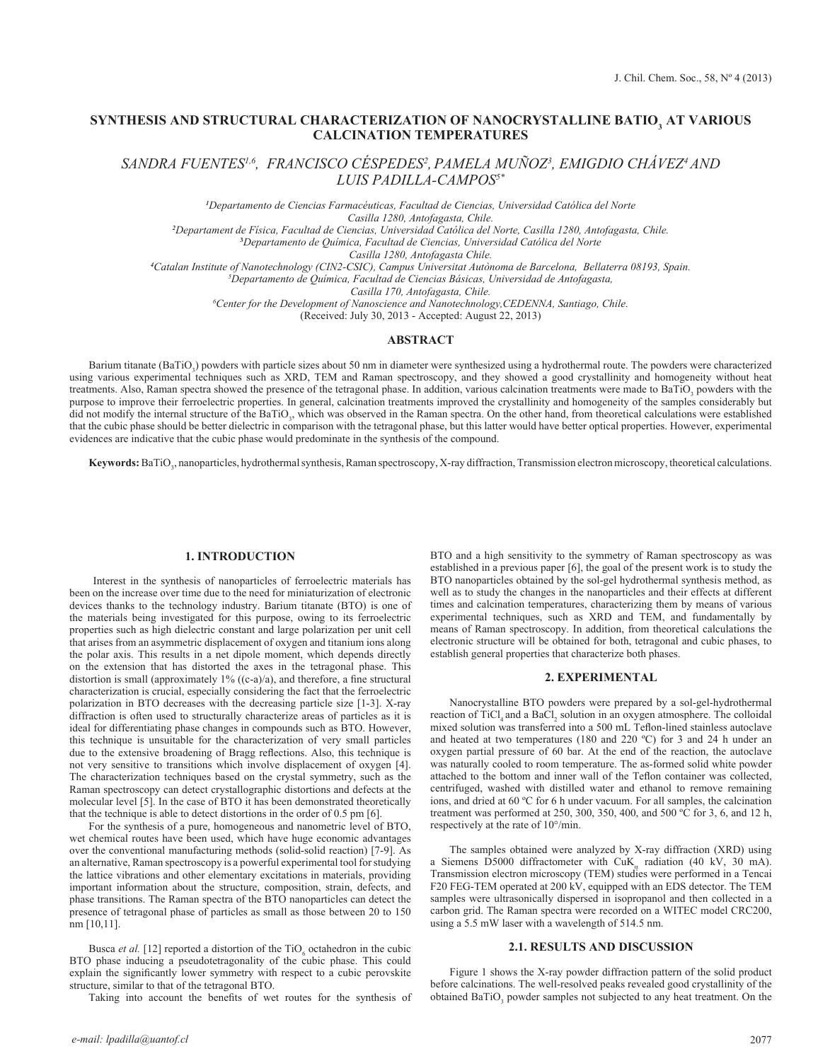# SYNTHESIS AND STRUCTURAL CHARACTERIZATION OF NANOCRYSTALLINE BATIO$_3$ AT VARIOUS CALCINATION TEMPERATURES

*SANDRA FUENTES[1,6], FRANCISCO CÉSPEDES[2], PAMELA MUÑOZ[3], EMIGDIO CHÁVEZ[4] AND LUIS PADILLA-CAMPOS[5*]*

[1]*Departamento de Ciencias Farmacéuticas, Facultad de Ciencias, Universidad Católica del Norte Casilla 1280, Antofagasta, Chile.*
[2]*Departament de Física, Facultad de Ciencias, Universidad Católica del Norte, Casilla 1280, Antofagasta, Chile.*
[3]*Departamento de Química, Facultad de Ciencias, Universidad Católica del Norte Casilla 1280, Antofagasta Chile.*
[4]*Catalan Institute of Nanotechnology (CIN2-CSIC), Campus Universitat Autònoma de Barcelona, Bellaterra 08193, Spain.*
[5]*Departamento de Química, Facultad de Ciencias Básicas, Universidad de Antofagasta, Casilla 170, Antofagasta, Chile.*
[6]*Center for the Development of Nanoscience and Nanotechnology,CEDENNA, Santiago, Chile.*
(Received: July 30, 2013 - Accepted: August 22, 2013)

## ABSTRACT

Barium titanate ($BaTiO_3$) powders with particle sizes about 50 nm in diameter were synthesized using a hydrothermal route. The powders were characterized using various experimental techniques such as XRD, TEM and Raman spectroscopy, and they showed a good crystallinity and homogeneity without heat treatments. Also, Raman spectra showed the presence of the tetragonal phase. In addition, various calcination treatments were made to $BaTiO_3$ powders with the purpose to improve their ferroelectric properties. In general, calcination treatments improved the crystallinity and homogeneity of the samples considerably but did not modify the internal structure of the $BaTiO_3$, which was observed in the Raman spectra. On the other hand, from theoretical calculations were established that the cubic phase should be better dielectric in comparison with the tetragonal phase, but this latter would have better optical properties. However, experimental evidences are indicative that the cubic phase would predominate in the synthesis of the compound.

**Keywords:** $BaTiO_3$, nanoparticles, hydrothermal synthesis, Raman spectroscopy, X-ray diffraction, Transmission electron microscopy, theoretical calculations.

## 1. INTRODUCTION

Interest in the synthesis of nanoparticles of ferroelectric materials has been on the increase over time due to the need for miniaturization of electronic devices thanks to the technology industry. Barium titanate (BTO) is one of the materials being investigated for this purpose, owing to its ferroelectric properties such as high dielectric constant and large polarization per unit cell that arises from an asymmetric displacement of oxygen and titanium ions along the polar axis. This results in a net dipole moment, which depends directly on the extension that has distorted the axes in the tetragonal phase. This distortion is small (approximately 1% ((c-a)/a), and therefore, a fine structural characterization is crucial, especially considering the fact that the ferroelectric polarization in BTO decreases with the decreasing particle size [1-3]. X-ray diffraction is often used to structurally characterize areas of particles as it is ideal for differentiating phase changes in compounds such as BTO. However, this technique is unsuitable for the characterization of very small particles due to the extensive broadening of Bragg reflections. Also, this technique is not very sensitive to transitions which involve displacement of oxygen [4]. The characterization techniques based on the crystal symmetry, such as the Raman spectroscopy can detect crystallographic distortions and defects at the molecular level [5]. In the case of BTO it has been demonstrated theoretically that the technique is able to detect distortions in the order of 0.5 pm [6].

For the synthesis of a pure, homogeneous and nanometric level of BTO, wet chemical routes have been used, which have huge economic advantages over the conventional manufacturing methods (solid-solid reaction) [7-9]. As an alternative, Raman spectroscopy is a powerful experimental tool for studying the lattice vibrations and other elementary excitations in materials, providing important information about the structure, composition, strain, defects, and phase transitions. The Raman spectra of the BTO nanoparticles can detect the presence of tetragonal phase of particles as small as those between 20 to 150 nm [10,11].

Busca *et al.* [12] reported a distortion of the $TiO_6$ octahedron in the cubic BTO phase inducing a pseudotetragonality of the cubic phase. This could explain the significantly lower symmetry with respect to a cubic perovskite structure, similar to that of the tetragonal BTO.

Taking into account the benefits of wet routes for the synthesis of BTO and a high sensitivity to the symmetry of Raman spectroscopy as was established in a previous paper [6], the goal of the present work is to study the BTO nanoparticles obtained by the sol-gel hydrothermal synthesis method, as well as to study the changes in the nanoparticles and their effects at different times and calcination temperatures, characterizing them by means of various experimental techniques, such as XRD and TEM, and fundamentally by means of Raman spectroscopy. In addition, from theoretical calculations the electronic structure will be obtained for both, tetragonal and cubic phases, to establish general properties that characterize both phases.

## 2. EXPERIMENTAL

Nanocrystalline BTO powders were prepared by a sol-gel-hydrothermal reaction of $TiCl_4$ and a $BaCl_2$ solution in an oxygen atmosphere. The colloidal mixed solution was transferred into a 500 mL Teflon-lined stainless autoclave and heated at two temperatures (180 and 220 ºC) for 3 and 24 h under an oxygen partial pressure of 60 bar. At the end of the reaction, the autoclave was naturally cooled to room temperature. The as-formed solid white powder attached to the bottom and inner wall of the Teflon container was collected, centrifuged, washed with distilled water and ethanol to remove remaining ions, and dried at 60 ºC for 6 h under vacuum. For all samples, the calcination treatment was performed at 250, 300, 350, 400, and 500 ºC for 3, 6, and 12 h, respectively at the rate of 10°/min.

The samples obtained were analyzed by X-ray diffraction (XRD) using a Siemens D5000 diffractometer with CuK$_\alpha$ radiation (40 kV, 30 mA). Transmission electron microscopy (TEM) studies were performed in a Tencai F20 FEG-TEM operated at 200 kV, equipped with an EDS detector. The TEM samples were ultrasonically dispersed in isopropanol and then collected in a carbon grid. The Raman spectra were recorded on a WITEC model CRC200, using a 5.5 mW laser with a wavelength of 514.5 nm.

### 2.1. RESULTS AND DISCUSSION

Figure 1 shows the X-ray powder diffraction pattern of the solid product before calcinations. The well-resolved peaks revealed good crystallinity of the obtained $BaTiO_3$ powder samples not subjected to any heat treatment. On the

e-mail: lpadilla@uantof.cl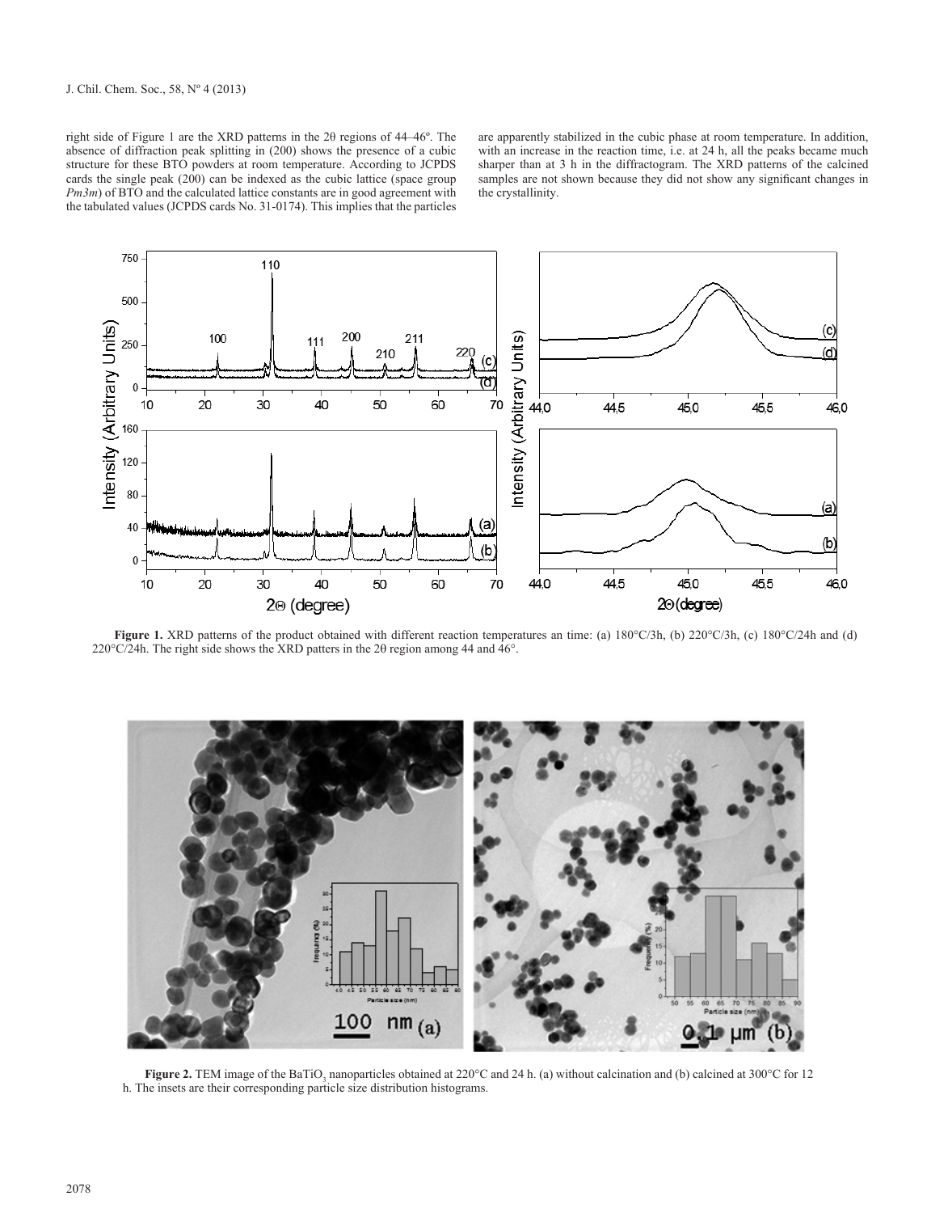right side of Figure 1 are the XRD patterns in the 2θ regions of 44–46º. The absence of diffraction peak splitting in (200) shows the presence of a cubic structure for these BTO powders at room temperature. According to JCPDS cards the single peak (200) can be indexed as the cubic lattice (space group *Pm3m*) of BTO and the calculated lattice constants are in good agreement with the tabulated values (JCPDS cards No. 31-0174). This implies that the particles are apparently stabilized in the cubic phase at room temperature. In addition, with an increase in the reaction time, i.e. at 24 h, all the peaks became much sharper than at 3 h in the diffractogram. The XRD patterns of the calcined samples are not shown because they did not show any significant changes in the crystallinity.

Intensity (Arbitrary Units)
750
500
250
0
110
100
111
200
210
211
220
(c)
(d)
160
120
80
40
0
(a)
(b)
10 20 30 40 50 60 70
2Θ (degree)

Intensity (Arbitrary Units)
(c)
(d)
(a)
(b)
44,0 44,5 45,0 45,5 46,0
2Θ (degree)

**Figure 1.** XRD patterns of the product obtained with different reaction temperatures an time: (a) 180°C/3h, (b) 220°C/3h, (c) 180°C/24h and (d) 220°C/24h. The right side shows the XRD patters in the 2θ region among 44 and 46°.

100 nm (a)
0.1 µm (b)
Frequency (%)
Particle size (nm)

**Figure 2.** TEM image of the $BaTiO_3$ nanoparticles obtained at 220°C and 24 h. (a) without calcination and (b) calcined at 300°C for 12 h. The insets are their corresponding particle size distribution histograms.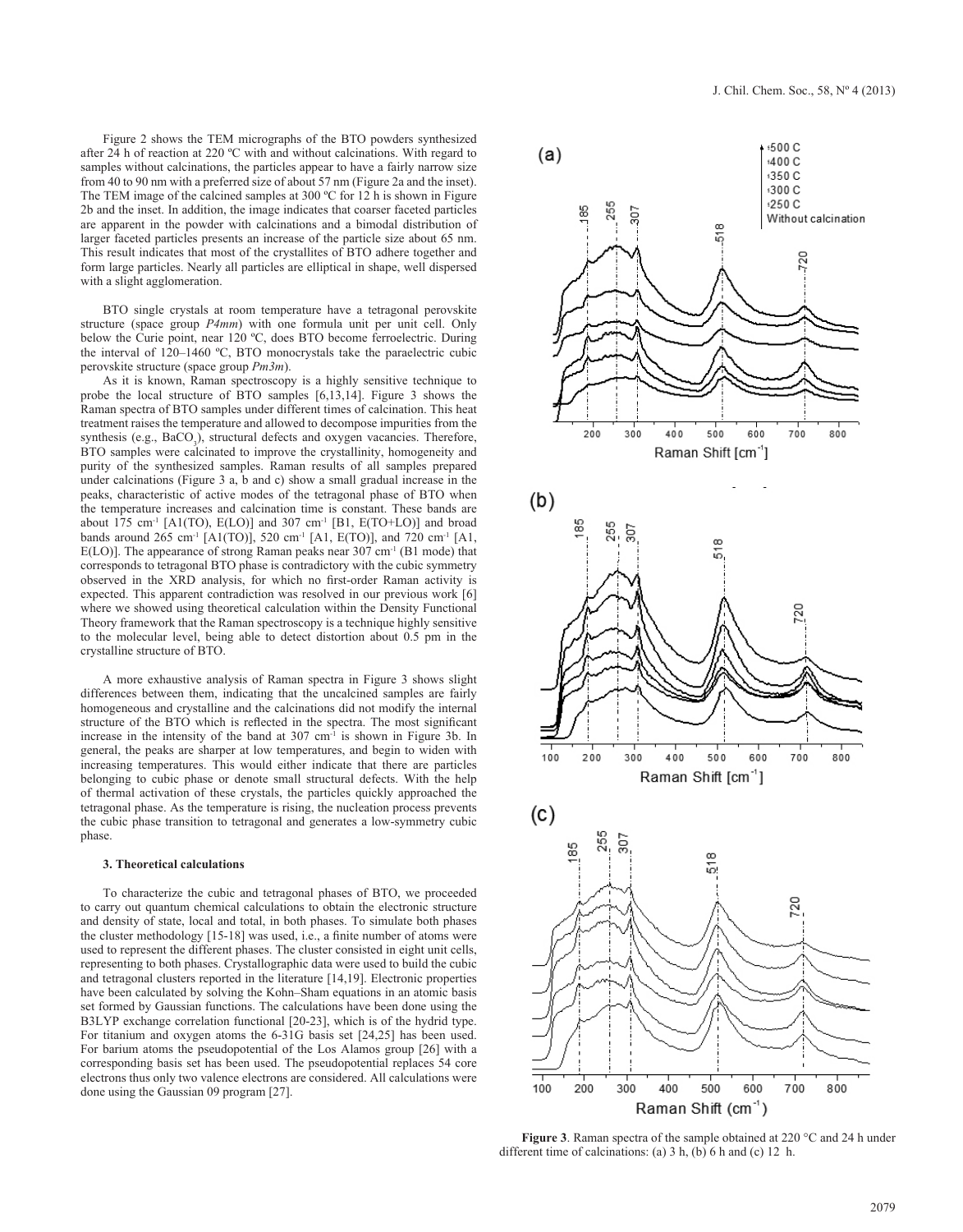Figure 2 shows the TEM micrographs of the BTO powders synthesized after 24 h of reaction at 220 ºC with and without calcinations. With regard to samples without calcinations, the particles appear to have a fairly narrow size from 40 to 90 nm with a preferred size of about 57 nm (Figure 2a and the inset). The TEM image of the calcined samples at 300 ºC for 12 h is shown in Figure 2b and the inset. In addition, the image indicates that coarser faceted particles are apparent in the powder with calcinations and a bimodal distribution of larger faceted particles presents an increase of the particle size about 65 nm. This result indicates that most of the crystallites of BTO adhere together and form large particles. Nearly all particles are elliptical in shape, well dispersed with a slight agglomeration.

BTO single crystals at room temperature have a tetragonal perovskite structure (space group *P4mm*) with one formula unit per unit cell. Only below the Curie point, near 120 ºC, does BTO become ferroelectric. During the interval of 120–1460 ºC, BTO monocrystals take the paraelectric cubic perovskite structure (space group *Pm3m*).

As it is known, Raman spectroscopy is a highly sensitive technique to probe the local structure of BTO samples [6,13,14]. Figure 3 shows the Raman spectra of BTO samples under different times of calcination. This heat treatment raises the temperature and allowed to decompose impurities from the synthesis (e.g., $BaCO_3$), structural defects and oxygen vacancies. Therefore, BTO samples were calcinated to improve the crystallinity, homogeneity and purity of the synthesized samples. Raman results of all samples prepared under calcinations (Figure 3 a, b and c) show a small gradual increase in the peaks, characteristic of active modes of the tetragonal phase of BTO when the temperature increases and calcination time is constant. These bands are about 175 cm$^{-1}$ [A1(TO), E(LO)] and 307 cm$^{-1}$ [B1, E(TO+LO)] and broad bands around 265 cm$^{-1}$ [A1(TO)], 520 cm$^{-1}$ [A1, E(TO)], and 720 cm$^{-1}$ [A1, E(LO)]. The appearance of strong Raman peaks near 307 cm$^{-1}$ (B1 mode) that corresponds to tetragonal BTO phase is contradictory with the cubic symmetry observed in the XRD analysis, for which no first-order Raman activity is expected. This apparent contradiction was resolved in our previous work [6] where we showed using theoretical calculation within the Density Functional Theory framework that the Raman spectroscopy is a technique highly sensitive to the molecular level, being able to detect distortion about 0.5 pm in the crystalline structure of BTO.

A more exhaustive analysis of Raman spectra in Figure 3 shows slight differences between them, indicating that the uncalcined samples are fairly homogeneous and crystalline and the calcinations did not modify the internal structure of the BTO which is reflected in the spectra. The most significant increase in the intensity of the band at 307 cm$^{-1}$ is shown in Figure 3b. In general, the peaks are sharper at low temperatures, and begin to widen with increasing temperatures. This would either indicate that there are particles belonging to cubic phase or denote small structural defects. With the help of thermal activation of these crystals, the particles quickly approached the tetragonal phase. As the temperature is rising, the nucleation process prevents the cubic phase transition to tetragonal and generates a low-symmetry cubic phase.

### 3. Theoretical calculations

To characterize the cubic and tetragonal phases of BTO, we proceeded to carry out quantum chemical calculations to obtain the electronic structure and density of state, local and total, in both phases. To simulate both phases the cluster methodology [15-18] was used, i.e., a finite number of atoms were used to represent the different phases. The cluster consisted in eight unit cells, representing to both phases. Crystallographic data were used to build the cubic and tetragonal clusters reported in the literature [14,19]. Electronic properties have been calculated by solving the Kohn–Sham equations in an atomic basis set formed by Gaussian functions. The calculations have been done using the B3LYP exchange correlation functional [20-23], which is of the hydrid type. For titanium and oxygen atoms the 6-31G basis set [24,25] has been used. For barium atoms the pseudopotential of the Los Alamos group [26] with a corresponding basis set has been used. The pseudopotential replaces 54 core electrons thus only two valence electrons are considered. All calculations were done using the Gaussian 09 program [27].

(a)

500 C
400 C
350 C
300 C
250 C
Without calcination

185
255
307
518
720

200 300 400 500 600 700 800

Raman Shift [cm$^{-1}$]

(b)

185
255
307
518
720

100 200 300 400 500 600 700 800

Raman Shift [cm$^{-1}$]

(c)

185
255
307
518
720

100 200 300 400 500 600 700 800

Raman Shift (cm$^{-1}$)

**Figure 3**. Raman spectra of the sample obtained at 220 °C and 24 h under different time of calcinations: (a) 3 h, (b) 6 h and (c) 12 h.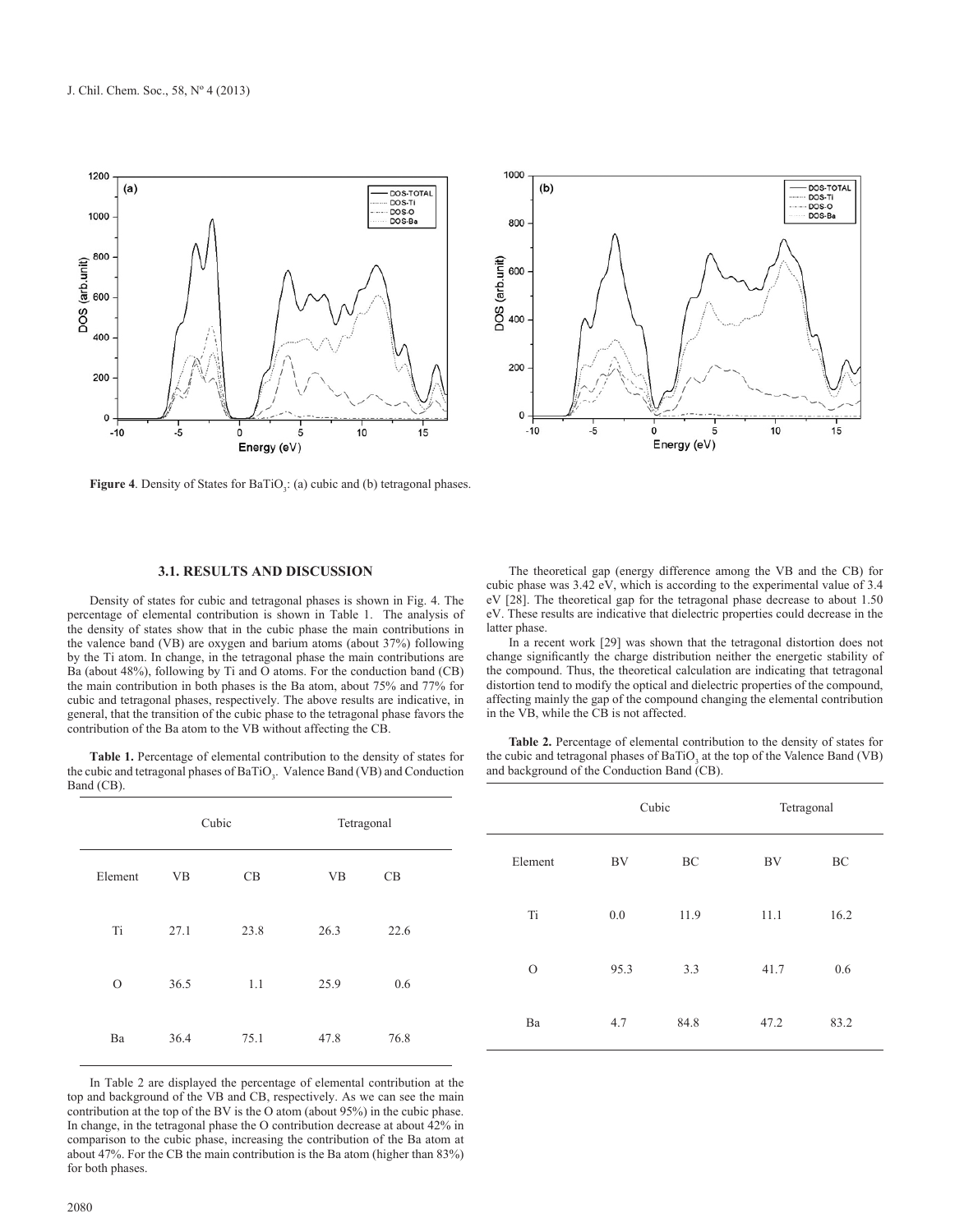(a)

1200
1000
800
600
400
200
0

DOS (arb.unit)

-10 -5 0 5 10 15

Energy (eV)

DOS-TOTAL
DOS-Ti
DOS-O
DOS-Ba

(b)

1000
800
600
400
200
0

DOS (arb.unit)

-10 -5 0 5 10 15

Energy (eV)

DOS-TOTAL
DOS-Ti
DOS-O
DOS-Ba

**Figure 4**. Density of States for $BaTiO_3$: (a) cubic and (b) tetragonal phases.

### 3.1. RESULTS AND DISCUSSION

Density of states for cubic and tetragonal phases is shown in Fig. 4. The percentage of elemental contribution is shown in Table 1. The analysis of the density of states show that in the cubic phase the main contributions in the valence band (VB) are oxygen and barium atoms (about 37%) following by the Ti atom. In change, in the tetragonal phase the main contributions are Ba (about 48%), following by Ti and O atoms. For the conduction band (CB) the main contribution in both phases is the Ba atom, about 75% and 77% for cubic and tetragonal phases, respectively. The above results are indicative, in general, that the transition of the cubic phase to the tetragonal phase favors the contribution of the Ba atom to the VB without affecting the CB.

**Table 1.** Percentage of elemental contribution to the density of states for the cubic and tetragonal phases of $BaTiO_3$. Valence Band (VB) and Conduction Band (CB).

| | Cubic | | Tetragonal | |
|---|---|---|---|---|
| Element | VB | CB | VB | CB |
| Ti | 27.1 | 23.8 | 26.3 | 22.6 |
| O | 36.5 | 1.1 | 25.9 | 0.6 |
| Ba | 36.4 | 75.1 | 47.8 | 76.8 |

In Table 2 are displayed the percentage of elemental contribution at the top and background of the VB and CB, respectively. As we can see the main contribution at the top of the BV is the O atom (about 95%) in the cubic phase. In change, in the tetragonal phase the O contribution decrease at about 42% in comparison to the cubic phase, increasing the contribution of the Ba atom at about 47%. For the CB the main contribution is the Ba atom (higher than 83%) for both phases.

The theoretical gap (energy difference among the VB and the CB) for cubic phase was 3.42 eV, which is according to the experimental value of 3.4 eV [28]. The theoretical gap for the tetragonal phase decrease to about 1.50 eV. These results are indicative that dielectric properties could decrease in the latter phase.

In a recent work [29] was shown that the tetragonal distortion does not change significantly the charge distribution neither the energetic stability of the compound. Thus, the theoretical calculation are indicating that tetragonal distortion tend to modify the optical and dielectric properties of the compound, affecting mainly the gap of the compound changing the elemental contribution in the VB, while the CB is not affected.

**Table 2.** Percentage of elemental contribution to the density of states for the cubic and tetragonal phases of $BaTiO_3$ at the top of the Valence Band (VB) and background of the Conduction Band (CB).

| | Cubic | | Tetragonal | |
|---|---|---|---|---|
| Element | BV | BC | BV | BC |
| Ti | 0.0 | 11.9 | 11.1 | 16.2 |
| O | 95.3 | 3.3 | 41.7 | 0.6 |
| Ba | 4.7 | 84.8 | 47.2 | 83.2 |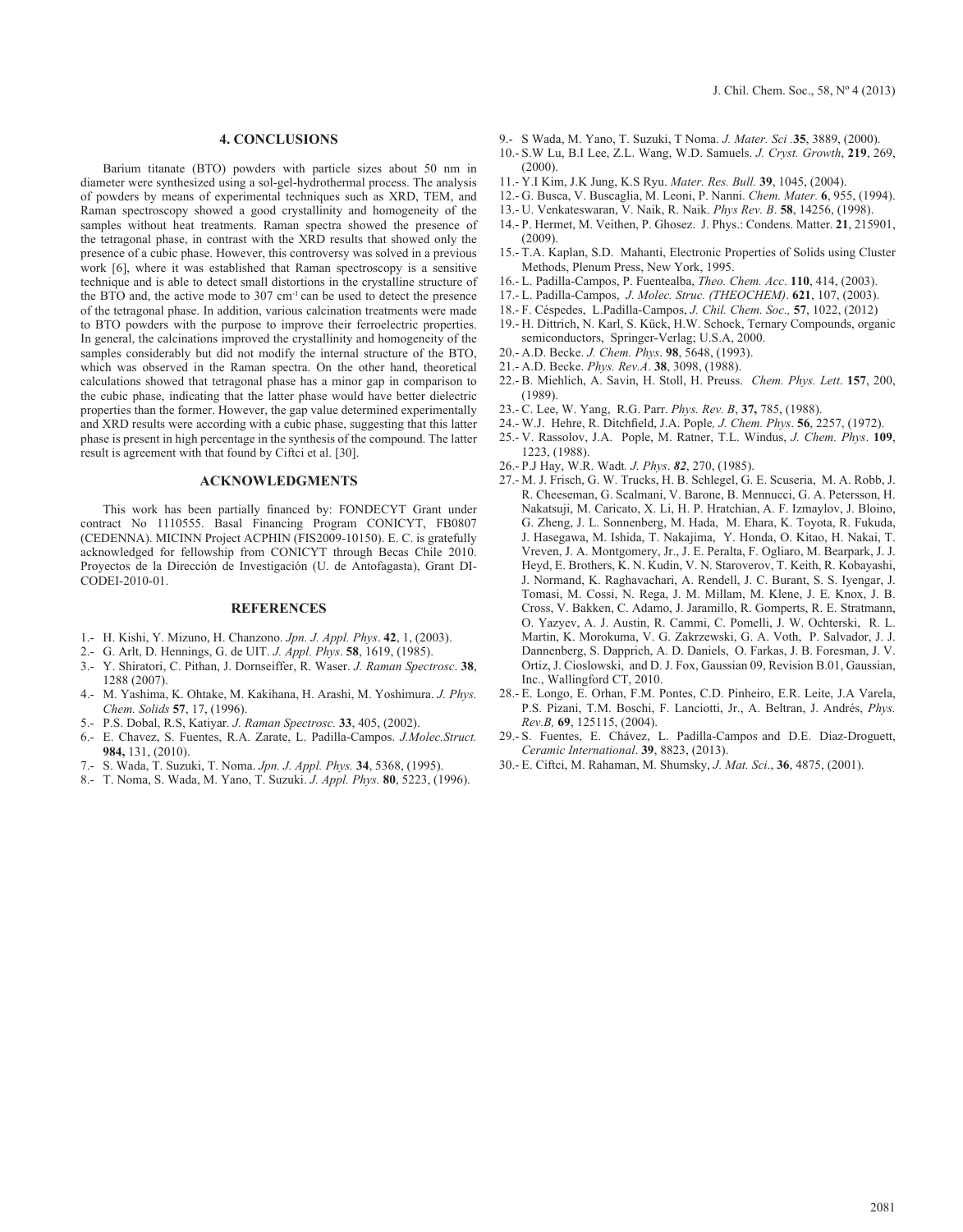## 4. CONCLUSIONS

Barium titanate (BTO) powders with particle sizes about 50 nm in diameter were synthesized using a sol-gel-hydrothermal process. The analysis of powders by means of experimental techniques such as XRD, TEM, and Raman spectroscopy showed a good crystallinity and homogeneity of the samples without heat treatments. Raman spectra showed the presence of the tetragonal phase, in contrast with the XRD results that showed only the presence of a cubic phase. However, this controversy was solved in a previous work [6], where it was established that Raman spectroscopy is a sensitive technique and is able to detect small distortions in the crystalline structure of the BTO and, the active mode to 307 $cm^{-1}$ can be used to detect the presence of the tetragonal phase. In addition, various calcination treatments were made to BTO powders with the purpose to improve their ferroelectric properties. In general, the calcinations improved the crystallinity and homogeneity of the samples considerably but did not modify the internal structure of the BTO, which was observed in the Raman spectra. On the other hand, theoretical calculations showed that tetragonal phase has a minor gap in comparison to the cubic phase, indicating that the latter phase would have better dielectric properties than the former. However, the gap value determined experimentally and XRD results were according with a cubic phase, suggesting that this latter phase is present in high percentage in the synthesis of the compound. The latter result is agreement with that found by Ciftci et al. [30].

## ACKNOWLEDGMENTS

This work has been partially financed by: FONDECYT Grant under contract No 1110555. Basal Financing Program CONICYT, FB0807 (CEDENNA). MICINN Project ACPHIN (FIS2009-10150). E. C. is gratefully acknowledged for fellowship from CONICYT through Becas Chile 2010. Proyectos de la Dirección de Investigación (U. de Antofagasta), Grant DI-CODEI-2010-01.

## REFERENCES

1.- H. Kishi, Y. Mizuno, H. Chanzono. *Jpn. J. Appl. Phys*. **42**, 1, (2003).
2.- G. Arlt, D. Hennings, G. de UIT. *J. Appl. Phys*. **58**, 1619, (1985).
3.- Y. Shiratori, C. Pithan, J. Dornseiffer, R. Waser. *J. Raman Spectrosc*. **38**, 1288 (2007).
4.- M. Yashima, K. Ohtake, M. Kakihana, H. Arashi, M. Yoshimura. *J. Phys. Chem. Solids* **57**, 17, (1996).
5.- P.S. Dobal, R.S, Katiyar. *J. Raman Spectrosc.* **33**, 405, (2002).
6.- E. Chavez, S. Fuentes, R.A. Zarate, L. Padilla-Campos. *J.Molec.Struct.* **984,** 131, (2010).
7.- S. Wada, T. Suzuki, T. Noma. *Jpn. J. Appl. Phys.* **34**, 5368, (1995).
8.- T. Noma, S. Wada, M. Yano, T. Suzuki. *J. Appl. Phys.* **80**, 5223, (1996).
9.- S Wada, M. Yano, T. Suzuki, T Noma. *J. Mater. Sci* .**35**, 3889, (2000).
10.- S.W Lu, B.I Lee, Z.L. Wang, W.D. Samuels. *J. Cryst. Growth*, **219**, 269, (2000).
11.- Y.I Kim, J.K Jung, K.S Ryu. *Mater. Res. Bull.* **39**, 1045, (2004).
12.- G. Busca, V. Buscaglia, M. Leoni, P. Nanni. *Chem. Mater.* **6**, 955, (1994).
13.- U. Venkateswaran, V. Naik, R. Naik. *Phys Rev. B*. **58**, 14256, (1998).
14.- P. Hermet, M. Veithen, P. Ghosez. J. Phys.: Condens. Matter. **21**, 215901, (2009).
15.- T.A. Kaplan, S.D. Mahanti, Electronic Properties of Solids using Cluster Methods, Plenum Press, New York, 1995.
16.- L. Padilla-Campos, P. Fuentealba, *Theo. Chem. Acc*. **110**, 414, (2003).
17.- L. Padilla-Campos, *J. Molec. Struc. (THEOCHEM)*. **621**, 107, (2003).
18.- F. Céspedes, L.Padilla-Campos, *J. Chil. Chem. Soc.,* **57**, 1022, (2012)
19.- H. Dittrich, N. Karl, S. Kück, H.W. Schock, Ternary Compounds, organic semiconductors, Springer-Verlag; U.S.A, 2000.
20.- A.D. Becke. *J. Chem. Phys*. **98**, 5648, (1993).
21.- A.D. Becke. *Phys. Rev.A*. **38**, 3098, (1988).
22.- B. Miehlich, A. Savin, H. Stoll, H. Preuss. *Chem. Phys. Lett*. **157**, 200, (1989).
23.- C. Lee, W. Yang, R.G. Parr. *Phys. Rev. B*, **37,** 785, (1988).
24.- W.J. Hehre, R. Ditchfield, J.A. Pople*, J. Chem. Phys*. **56**, 2257, (1972).
25.- V. Rassolov, J.A. Pople, M. Ratner, T.L. Windus, *J. Chem. Phys*. **109**, 1223, (1988).
26.- P.J Hay, W.R. Wadt. *J. Phys*. ***82***, 270, (1985).
27.- M. J. Frisch, G. W. Trucks, H. B. Schlegel, G. E. Scuseria, M. A. Robb, J. R. Cheeseman, G. Scalmani, V. Barone, B. Mennucci, G. A. Petersson, H. Nakatsuji, M. Caricato, X. Li, H. P. Hratchian, A. F. Izmaylov, J. Bloino, G. Zheng, J. L. Sonnenberg, M. Hada, M. Ehara, K. Toyota, R. Fukuda, J. Hasegawa, M. Ishida, T. Nakajima, Y. Honda, O. Kitao, H. Nakai, T. Vreven, J. A. Montgomery, Jr., J. E. Peralta, F. Ogliaro, M. Bearpark, J. J. Heyd, E. Brothers, K. N. Kudin, V. N. Staroverov, T. Keith, R. Kobayashi, J. Normand, K. Raghavachari, A. Rendell, J. C. Burant, S. S. Iyengar, J. Tomasi, M. Cossi, N. Rega, J. M. Millam, M. Klene, J. E. Knox, J. B. Cross, V. Bakken, C. Adamo, J. Jaramillo, R. Gomperts, R. E. Stratmann, O. Yazyev, A. J. Austin, R. Cammi, C. Pomelli, J. W. Ochterski, R. L. Martin, K. Morokuma, V. G. Zakrzewski, G. A. Voth, P. Salvador, J. J. Dannenberg, S. Dapprich, A. D. Daniels, O. Farkas, J. B. Foresman, J. V. Ortiz, J. Cioslowski, and D. J. Fox, Gaussian 09, Revision B.01, Gaussian, Inc., Wallingford CT, 2010.
28.- E. Longo, E. Orhan, F.M. Pontes, C.D. Pinheiro, E.R. Leite, J.A Varela, P.S. Pizani, T.M. Boschi, F. Lanciotti, Jr., A. Beltran, J. Andrés, *Phys. Rev.B,* **69**, 125115, (2004).
29.- S. Fuentes, E. Chávez, L. Padilla-Campos and D.E. Diaz-Droguett, *Ceramic International*. **39**, 8823, (2013).
30.- E. Ciftci, M. Rahaman, M. Shumsky, *J. Mat. Sci*., **36**, 4875, (2001).